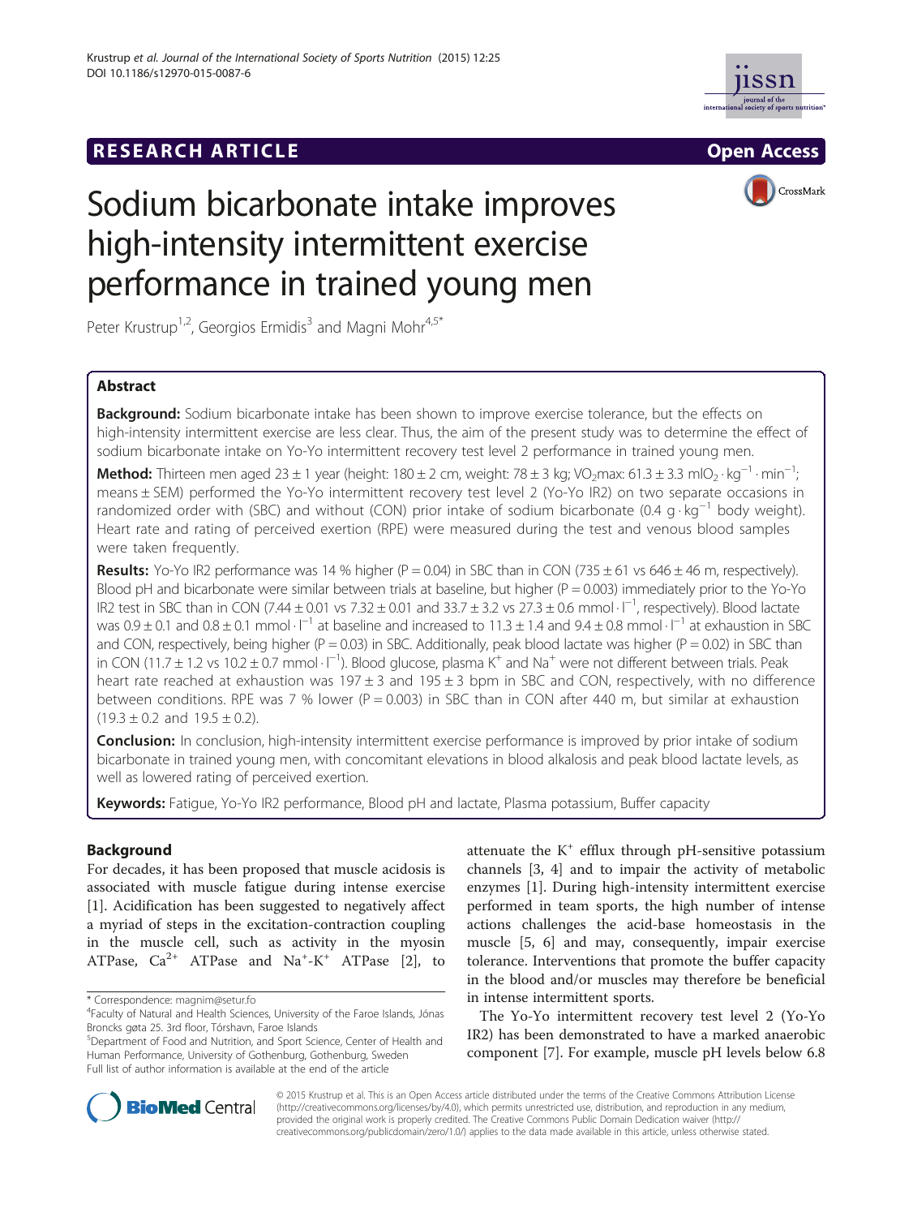RESEARCH ARTICLE

Open Access

# Sodium bicarbonate intake improves high-intensity intermittent exercise performance in trained young men

Peter Krustrup[1,2], Georgios Ermidis[3] and Magni Mohr[4,5*]

## Abstract

**Background:** Sodium bicarbonate intake has been shown to improve exercise tolerance, but the effects on high-intensity intermittent exercise are less clear. Thus, the aim of the present study was to determine the effect of sodium bicarbonate intake on Yo-Yo intermittent recovery test level 2 performance in trained young men.

**Method:** Thirteen men aged 23 ± 1 year (height: 180 ± 2 cm, weight: 78 ± 3 kg; $VO_2$max: 61.3 ± 3.3 $mlO_2 \cdot kg^{-1} \cdot min^{-1}$; means ± SEM) performed the Yo-Yo intermittent recovery test level 2 (Yo-Yo IR2) on two separate occasions in randomized order with (SBC) and without (CON) prior intake of sodium bicarbonate (0.4 $g \cdot kg^{-1}$ body weight). Heart rate and rating of perceived exertion (RPE) were measured during the test and venous blood samples were taken frequently.

**Results:** Yo-Yo IR2 performance was 14 % higher (P = 0.04) in SBC than in CON (735 ± 61 vs 646 ± 46 m, respectively). Blood pH and bicarbonate were similar between trials at baseline, but higher (P = 0.003) immediately prior to the Yo-Yo IR2 test in SBC than in CON (7.44 ± 0.01 vs 7.32 ± 0.01 and 33.7 ± 3.2 vs 27.3 ± 0.6 $mmol \cdot l^{-1}$, respectively). Blood lactate was 0.9 ± 0.1 and 0.8 ± 0.1 $mmol \cdot l^{-1}$ at baseline and increased to 11.3 ± 1.4 and 9.4 ± 0.8 $mmol \cdot l^{-1}$ at exhaustion in SBC and CON, respectively, being higher (P = 0.03) in SBC. Additionally, peak blood lactate was higher (P = 0.02) in SBC than in CON (11.7 ± 1.2 vs 10.2 ± 0.7 $mmol \cdot l^{-1}$). Blood glucose, plasma $K^+$ and $Na^+$ were not different between trials. Peak heart rate reached at exhaustion was 197 ± 3 and 195 ± 3 bpm in SBC and CON, respectively, with no difference between conditions. RPE was 7 % lower (P = 0.003) in SBC than in CON after 440 m, but similar at exhaustion (19.3 ± 0.2 and 19.5 ± 0.2).

**Conclusion:** In conclusion, high-intensity intermittent exercise performance is improved by prior intake of sodium bicarbonate in trained young men, with concomitant elevations in blood alkalosis and peak blood lactate levels, as well as lowered rating of perceived exertion.

**Keywords:** Fatigue, Yo-Yo IR2 performance, Blood pH and lactate, Plasma potassium, Buffer capacity

## Background

For decades, it has been proposed that muscle acidosis is associated with muscle fatigue during intense exercise [1]. Acidification has been suggested to negatively affect a myriad of steps in the excitation-contraction coupling in the muscle cell, such as activity in the myosin ATPase, $Ca^{2+}$ ATPase and $Na^+$-$K^+$ ATPase [2], to attenuate the $K^+$ efflux through pH-sensitive potassium channels [3, 4] and to impair the activity of metabolic enzymes [1]. During high-intensity intermittent exercise performed in team sports, the high number of intense actions challenges the acid-base homeostasis in the muscle [5, 6] and may, consequently, impair exercise tolerance. Interventions that promote the buffer capacity in the blood and/or muscles may therefore be beneficial in intense intermittent sports.

The Yo-Yo intermittent recovery test level 2 (Yo-Yo IR2) has been demonstrated to have a marked anaerobic component [7]. For example, muscle pH levels below 6.8

\* Correspondence: magnim@setur.fo
[4]Faculty of Natural and Health Sciences, University of the Faroe Islands, Jónas Broncks gøta 25. 3rd floor, Tórshavn, Faroe Islands
[5]Department of Food and Nutrition, and Sport Science, Center of Health and Human Performance, University of Gothenburg, Gothenburg, Sweden
Full list of author information is available at the end of the article

© 2015 Krustrup et al. This is an Open Access article distributed under the terms of the Creative Commons Attribution License (http://creativecommons.org/licenses/by/4.0), which permits unrestricted use, distribution, and reproduction in any medium, provided the original work is properly credited. The Creative Commons Public Domain Dedication waiver (http://creativecommons.org/publicdomain/zero/1.0/) applies to the data made available in this article, unless otherwise stated.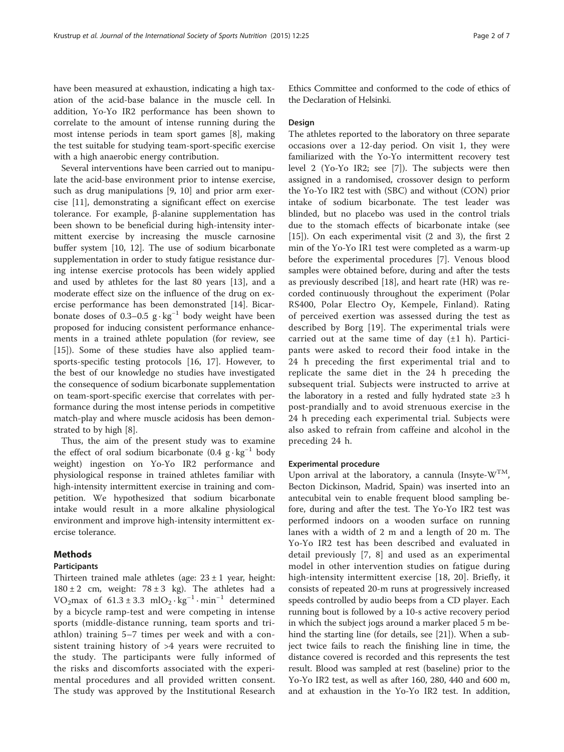have been measured at exhaustion, indicating a high taxation of the acid-base balance in the muscle cell. In addition, Yo-Yo IR2 performance has been shown to correlate to the amount of intense running during the most intense periods in team sport games [8], making the test suitable for studying team-sport-specific exercise with a high anaerobic energy contribution.

Several interventions have been carried out to manipulate the acid-base environment prior to intense exercise, such as drug manipulations [9, 10] and prior arm exercise [11], demonstrating a significant effect on exercise tolerance. For example, β-alanine supplementation has been shown to be beneficial during high-intensity intermittent exercise by increasing the muscle carnosine buffer system [10, 12]. The use of sodium bicarbonate supplementation in order to study fatigue resistance during intense exercise protocols has been widely applied and used by athletes for the last 80 years [13], and a moderate effect size on the influence of the drug on exercise performance has been demonstrated [14]. Bicarbonate doses of 0.3–0.5 $g \cdot kg^{-1}$ body weight have been proposed for inducing consistent performance enhancements in a trained athlete population (for review, see [15]). Some of these studies have also applied team-sports-specific testing protocols [16, 17]. However, to the best of our knowledge no studies have investigated the consequence of sodium bicarbonate supplementation on team-sport-specific exercise that correlates with performance during the most intense periods in competitive match-play and where muscle acidosis has been demonstrated to by high [8].

Thus, the aim of the present study was to examine the effect of oral sodium bicarbonate (0.4 $g \cdot kg^{-1}$ body weight) ingestion on Yo-Yo IR2 performance and physiological response in trained athletes familiar with high-intensity intermittent exercise in training and competition. We hypothesized that sodium bicarbonate intake would result in a more alkaline physiological environment and improve high-intensity intermittent exercise tolerance.

## Methods

### Participants

Thirteen trained male athletes (age: 23 ± 1 year, height: 180 ± 2 cm, weight: 78 ± 3 kg). The athletes had a $VO_2max$ of 61.3 ± 3.3 $mlO_2 \cdot kg^{-1} \cdot min^{-1}$ determined by a bicycle ramp-test and were competing in intense sports (middle-distance running, team sports and triathlon) training 5–7 times per week and with a consistent training history of >4 years were recruited to the study. The participants were fully informed of the risks and discomforts associated with the experimental procedures and all provided written consent. The study was approved by the Institutional Research Ethics Committee and conformed to the code of ethics of the Declaration of Helsinki.

### Design

The athletes reported to the laboratory on three separate occasions over a 12-day period. On visit 1, they were familiarized with the Yo-Yo intermittent recovery test level 2 (Yo-Yo IR2; see [7]). The subjects were then assigned in a randomised, crossover design to perform the Yo-Yo IR2 test with (SBC) and without (CON) prior intake of sodium bicarbonate. The test leader was blinded, but no placebo was used in the control trials due to the stomach effects of bicarbonate intake (see [15]). On each experimental visit (2 and 3), the first 2 min of the Yo-Yo IR1 test were completed as a warm-up before the experimental procedures [7]. Venous blood samples were obtained before, during and after the tests as previously described [18], and heart rate (HR) was recorded continuously throughout the experiment (Polar RS400, Polar Electro Oy, Kempele, Finland). Rating of perceived exertion was assessed during the test as described by Borg [19]. The experimental trials were carried out at the same time of day (±1 h). Participants were asked to record their food intake in the 24 h preceding the first experimental trial and to replicate the same diet in the 24 h preceding the subsequent trial. Subjects were instructed to arrive at the laboratory in a rested and fully hydrated state ≥3 h post-prandially and to avoid strenuous exercise in the 24 h preceding each experimental trial. Subjects were also asked to refrain from caffeine and alcohol in the preceding 24 h.

### Experimental procedure

Upon arrival at the laboratory, a cannula (Insyte-W™, Becton Dickinson, Madrid, Spain) was inserted into an antecubital vein to enable frequent blood sampling before, during and after the test. The Yo-Yo IR2 test was performed indoors on a wooden surface on running lanes with a width of 2 m and a length of 20 m. The Yo-Yo IR2 test has been described and evaluated in detail previously [7, 8] and used as an experimental model in other intervention studies on fatigue during high-intensity intermittent exercise [18, 20]. Briefly, it consists of repeated 20-m runs at progressively increased speeds controlled by audio beeps from a CD player. Each running bout is followed by a 10-s active recovery period in which the subject jogs around a marker placed 5 m behind the starting line (for details, see [21]). When a subject twice fails to reach the finishing line in time, the distance covered is recorded and this represents the test result. Blood was sampled at rest (baseline) prior to the Yo-Yo IR2 test, as well as after 160, 280, 440 and 600 m, and at exhaustion in the Yo-Yo IR2 test. In addition,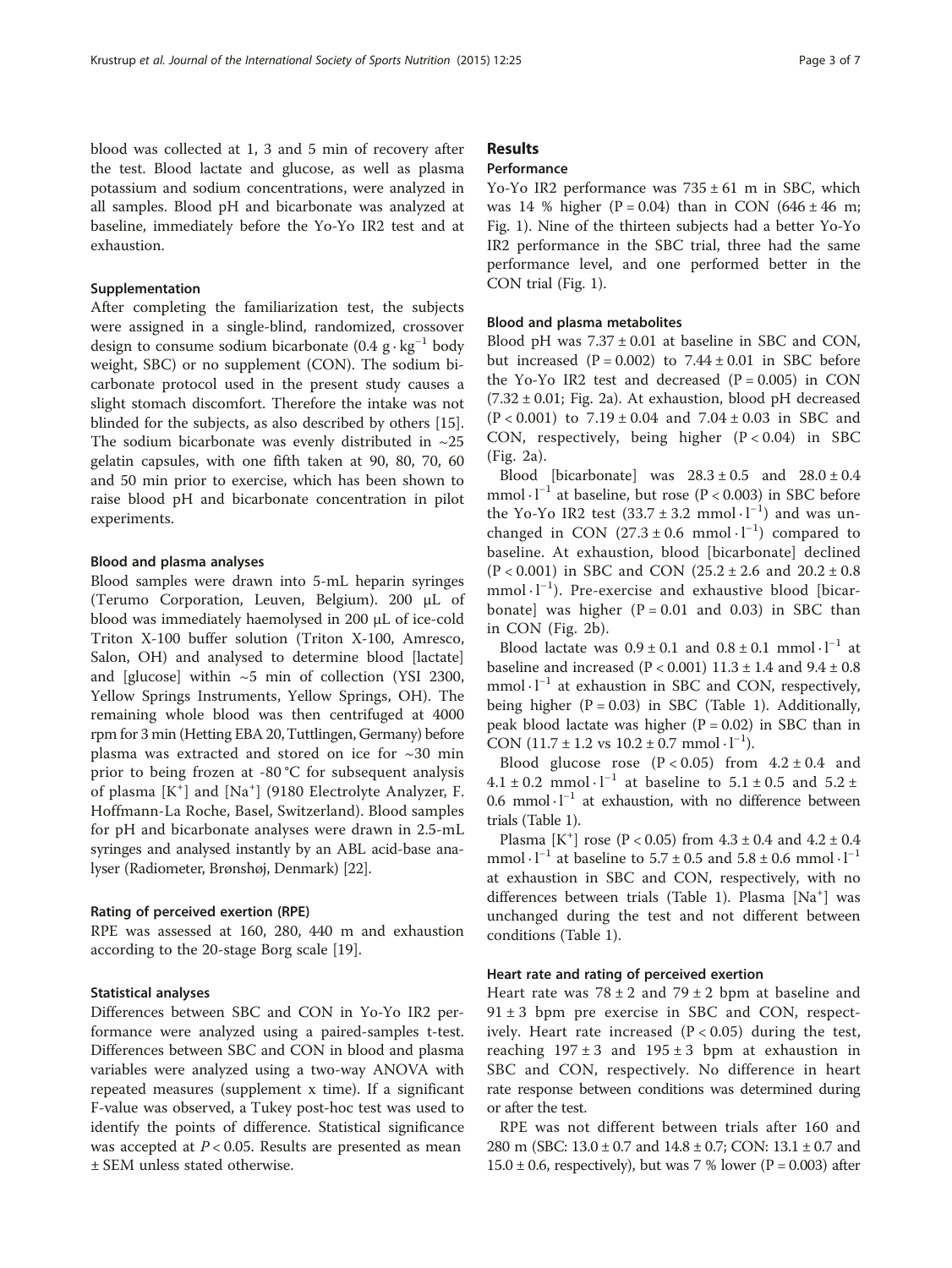blood was collected at 1, 3 and 5 min of recovery after the test. Blood lactate and glucose, as well as plasma potassium and sodium concentrations, were analyzed in all samples. Blood pH and bicarbonate was analyzed at baseline, immediately before the Yo-Yo IR2 test and at exhaustion.

### Supplementation

After completing the familiarization test, the subjects were assigned in a single-blind, randomized, crossover design to consume sodium bicarbonate ($0.4\ g \cdot kg^{-1}$ body weight, SBC) or no supplement (CON). The sodium bicarbonate protocol used in the present study causes a slight stomach discomfort. Therefore the intake was not blinded for the subjects, as also described by others [15]. The sodium bicarbonate was evenly distributed in ~25 gelatin capsules, with one fifth taken at 90, 80, 70, 60 and 50 min prior to exercise, which has been shown to raise blood pH and bicarbonate concentration in pilot experiments.

### Blood and plasma analyses

Blood samples were drawn into 5-mL heparin syringes (Terumo Corporation, Leuven, Belgium). 200 μL of blood was immediately haemolysed in 200 μL of ice-cold Triton X-100 buffer solution (Triton X-100, Amresco, Salon, OH) and analysed to determine blood [lactate] and [glucose] within ~5 min of collection (YSI 2300, Yellow Springs Instruments, Yellow Springs, OH). The remaining whole blood was then centrifuged at 4000 rpm for 3 min (Hetting EBA 20, Tuttlingen, Germany) before plasma was extracted and stored on ice for ~30 min prior to being frozen at -80 °C for subsequent analysis of plasma [$K^+$] and [$Na^+$] (9180 Electrolyte Analyzer, F. Hoffmann-La Roche, Basel, Switzerland). Blood samples for pH and bicarbonate analyses were drawn in 2.5-mL syringes and analysed instantly by an ABL acid-base analyser (Radiometer, Brønshøj, Denmark) [22].

### Rating of perceived exertion (RPE)

RPE was assessed at 160, 280, 440 m and exhaustion according to the 20-stage Borg scale [19].

### Statistical analyses

Differences between SBC and CON in Yo-Yo IR2 performance were analyzed using a paired-samples t-test. Differences between SBC and CON in blood and plasma variables were analyzed using a two-way ANOVA with repeated measures (supplement x time). If a significant F-value was observed, a Tukey post-hoc test was used to identify the points of difference. Statistical significance was accepted at $P < 0.05$. Results are presented as mean ± SEM unless stated otherwise.

## Results

### Performance

Yo-Yo IR2 performance was 735 ± 61 m in SBC, which was 14 % higher ($P = 0.04$) than in CON (646 ± 46 m; Fig. 1). Nine of the thirteen subjects had a better Yo-Yo IR2 performance in the SBC trial, three had the same performance level, and one performed better in the CON trial (Fig. 1).

### Blood and plasma metabolites

Blood pH was 7.37 ± 0.01 at baseline in SBC and CON, but increased ($P = 0.002$) to 7.44 ± 0.01 in SBC before the Yo-Yo IR2 test and decreased ($P = 0.005$) in CON (7.32 ± 0.01; Fig. 2a). At exhaustion, blood pH decreased ($P < 0.001$) to 7.19 ± 0.04 and 7.04 ± 0.03 in SBC and CON, respectively, being higher ($P < 0.04$) in SBC (Fig. 2a).

Blood [bicarbonate] was 28.3 ± 0.5 and 28.0 ± 0.4 $mmol \cdot l^{-1}$ at baseline, but rose ($P < 0.003$) in SBC before the Yo-Yo IR2 test (33.7 ± 3.2 $mmol \cdot l^{-1}$) and was unchanged in CON (27.3 ± 0.6 $mmol \cdot l^{-1}$) compared to baseline. At exhaustion, blood [bicarbonate] declined ($P < 0.001$) in SBC and CON (25.2 ± 2.6 and 20.2 ± 0.8 $mmol \cdot l^{-1}$). Pre-exercise and exhaustive blood [bicarbonate] was higher ($P = 0.01$ and 0.03) in SBC than in CON (Fig. 2b).

Blood lactate was 0.9 ± 0.1 and 0.8 ± 0.1 $mmol \cdot l^{-1}$ at baseline and increased ($P < 0.001$) 11.3 ± 1.4 and 9.4 ± 0.8 $mmol \cdot l^{-1}$ at exhaustion in SBC and CON, respectively, being higher ($P = 0.03$) in SBC (Table 1). Additionally, peak blood lactate was higher ($P = 0.02$) in SBC than in CON (11.7 ± 1.2 vs 10.2 ± 0.7 $mmol \cdot l^{-1}$).

Blood glucose rose ($P < 0.05$) from 4.2 ± 0.4 and 4.1 ± 0.2 $mmol \cdot l^{-1}$ at baseline to 5.1 ± 0.5 and 5.2 ± 0.6 $mmol \cdot l^{-1}$ at exhaustion, with no difference between trials (Table 1).

Plasma [$K^+$] rose ($P < 0.05$) from 4.3 ± 0.4 and 4.2 ± 0.4 $mmol \cdot l^{-1}$ at baseline to 5.7 ± 0.5 and 5.8 ± 0.6 $mmol \cdot l^{-1}$ at exhaustion in SBC and CON, respectively, with no differences between trials (Table 1). Plasma [$Na^+$] was unchanged during the test and not different between conditions (Table 1).

### Heart rate and rating of perceived exertion

Heart rate was 78 ± 2 and 79 ± 2 bpm at baseline and 91 ± 3 bpm pre exercise in SBC and CON, respectively. Heart rate increased ($P < 0.05$) during the test, reaching 197 ± 3 and 195 ± 3 bpm at exhaustion in SBC and CON, respectively. No difference in heart rate response between conditions was determined during or after the test.

RPE was not different between trials after 160 and 280 m (SBC: 13.0 ± 0.7 and 14.8 ± 0.7; CON: 13.1 ± 0.7 and 15.0 ± 0.6, respectively), but was 7 % lower ($P = 0.003$) after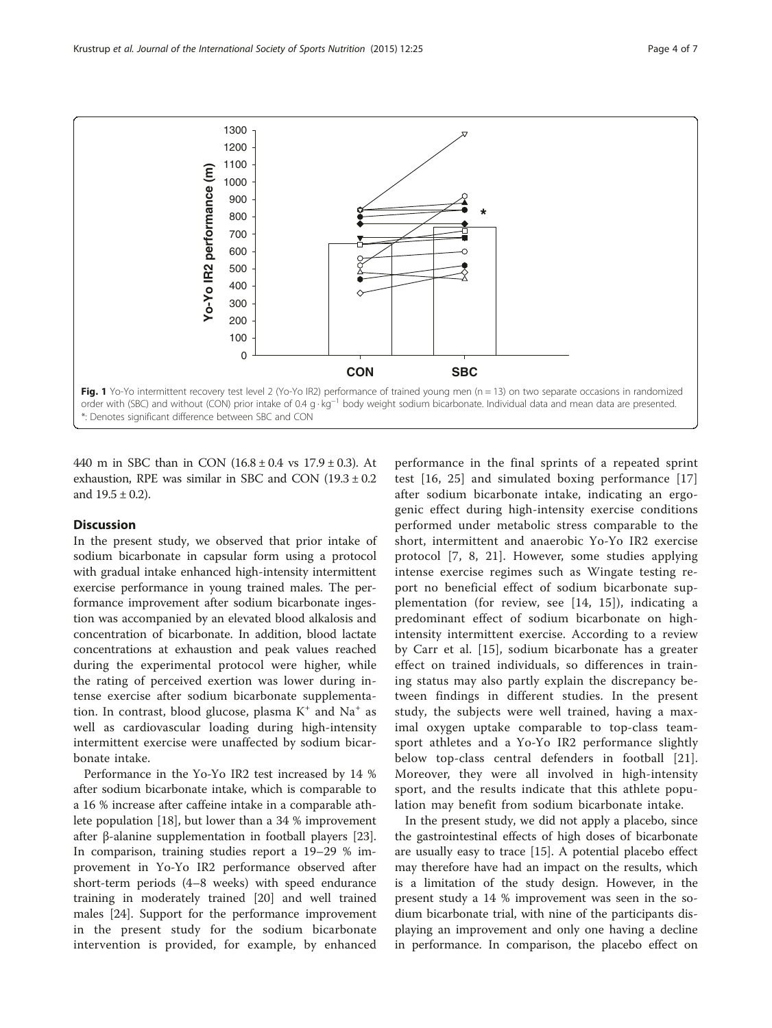Fig. 1 Yo-Yo intermittent recovery test level 2 (Yo-Yo IR2) performance of trained young men (n = 13) on two separate occasions in randomized order with (SBC) and without (CON) prior intake of 0.4 g · kg$^{-1}$ body weight sodium bicarbonate. Individual data and mean data are presented. *: Denotes significant difference between SBC and CON

440 m in SBC than in CON (16.8 ± 0.4 vs 17.9 ± 0.3). At exhaustion, RPE was similar in SBC and CON (19.3 ± 0.2 and 19.5 ± 0.2).

## Discussion

In the present study, we observed that prior intake of sodium bicarbonate in capsular form using a protocol with gradual intake enhanced high-intensity intermittent exercise performance in young trained males. The performance improvement after sodium bicarbonate ingestion was accompanied by an elevated blood alkalosis and concentration of bicarbonate. In addition, blood lactate concentrations at exhaustion and peak values reached during the experimental protocol were higher, while the rating of perceived exertion was lower during intense exercise after sodium bicarbonate supplementation. In contrast, blood glucose, plasma $K^+$ and $Na^+$ as well as cardiovascular loading during high-intensity intermittent exercise were unaffected by sodium bicarbonate intake.

Performance in the Yo-Yo IR2 test increased by 14 % after sodium bicarbonate intake, which is comparable to a 16 % increase after caffeine intake in a comparable athlete population [18], but lower than a 34 % improvement after β-alanine supplementation in football players [23]. In comparison, training studies report a 19–29 % improvement in Yo-Yo IR2 performance observed after short-term periods (4–8 weeks) with speed endurance training in moderately trained [20] and well trained males [24]. Support for the performance improvement in the present study for the sodium bicarbonate intervention is provided, for example, by enhanced performance in the final sprints of a repeated sprint test [16, 25] and simulated boxing performance [17] after sodium bicarbonate intake, indicating an ergogenic effect during high-intensity exercise conditions performed under metabolic stress comparable to the short, intermittent and anaerobic Yo-Yo IR2 exercise protocol [7, 8, 21]. However, some studies applying intense exercise regimes such as Wingate testing report no beneficial effect of sodium bicarbonate supplementation (for review, see [14, 15]), indicating a predominant effect of sodium bicarbonate on high-intensity intermittent exercise. According to a review by Carr et al. [15], sodium bicarbonate has a greater effect on trained individuals, so differences in training status may also partly explain the discrepancy between findings in different studies. In the present study, the subjects were well trained, having a maximal oxygen uptake comparable to top-class team-sport athletes and a Yo-Yo IR2 performance slightly below top-class central defenders in football [21]. Moreover, they were all involved in high-intensity sport, and the results indicate that this athlete population may benefit from sodium bicarbonate intake.

In the present study, we did not apply a placebo, since the gastrointestinal effects of high doses of bicarbonate are usually easy to trace [15]. A potential placebo effect may therefore have had an impact on the results, which is a limitation of the study design. However, in the present study a 14 % improvement was seen in the sodium bicarbonate trial, with nine of the participants displaying an improvement and only one having a decline in performance. In comparison, the placebo effect on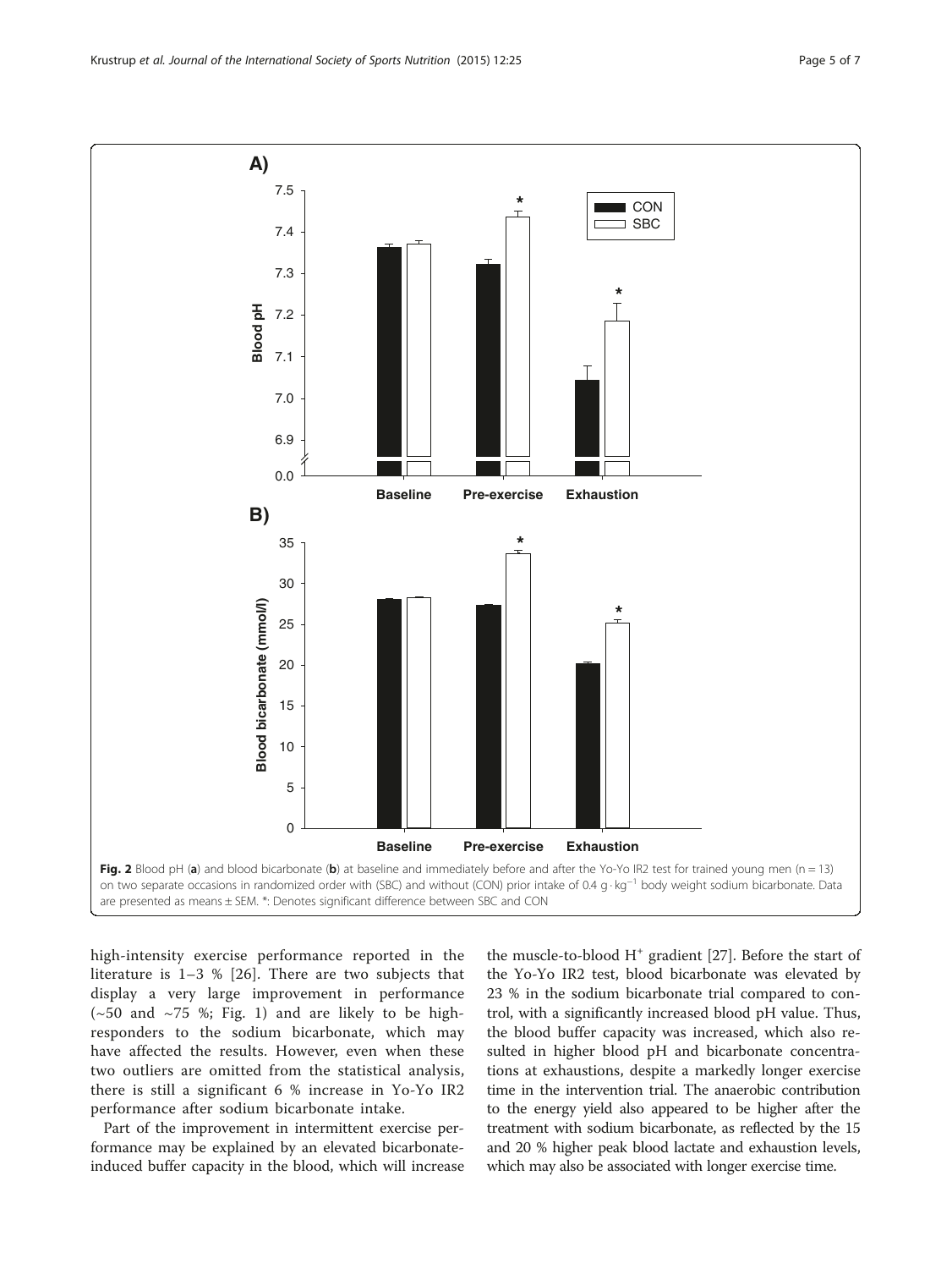Fig. 2 Blood pH (a) and blood bicarbonate (b) at baseline and immediately before and after the Yo-Yo IR2 test for trained young men (n = 13) on two separate occasions in randomized order with (SBC) and without (CON) prior intake of 0.4 g · kg$^{-1}$ body weight sodium bicarbonate. Data are presented as means ± SEM. *: Denotes significant difference between SBC and CON

high-intensity exercise performance reported in the literature is 1–3 % [26]. There are two subjects that display a very large improvement in performance (~50 and ~75 %; Fig. 1) and are likely to be high-responders to the sodium bicarbonate, which may have affected the results. However, even when these two outliers are omitted from the statistical analysis, there is still a significant 6 % increase in Yo-Yo IR2 performance after sodium bicarbonate intake.

Part of the improvement in intermittent exercise performance may be explained by an elevated bicarbonate-induced buffer capacity in the blood, which will increase the muscle-to-blood $H^+$ gradient [27]. Before the start of the Yo-Yo IR2 test, blood bicarbonate was elevated by 23 % in the sodium bicarbonate trial compared to control, with a significantly increased blood pH value. Thus, the blood buffer capacity was increased, which also resulted in higher blood pH and bicarbonate concentrations at exhaustions, despite a markedly longer exercise time in the intervention trial. The anaerobic contribution to the energy yield also appeared to be higher after the treatment with sodium bicarbonate, as reflected by the 15 and 20 % higher peak blood lactate and exhaustion levels, which may also be associated with longer exercise time.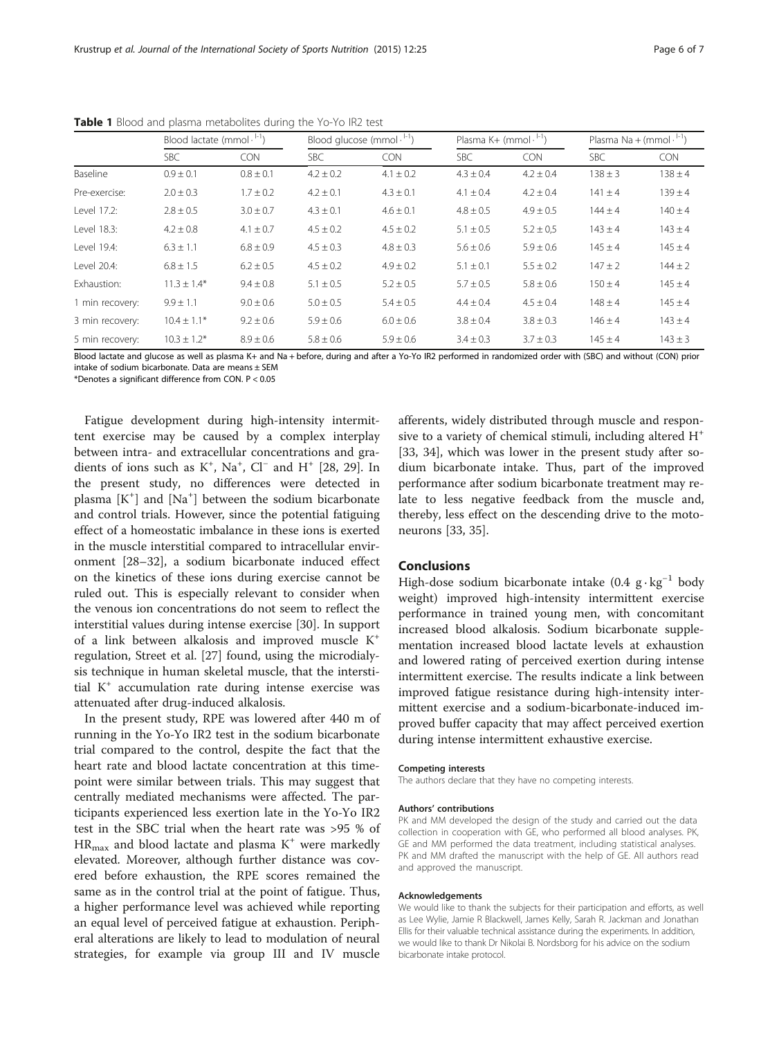**Table 1** Blood and plasma metabolites during the Yo-Yo IR2 test

| | Blood lactate ($mmol \cdot l^{-1}$) | | Blood glucose ($mmol \cdot l^{-1}$) | | Plasma K+ ($mmol \cdot l^{-1}$) | | Plasma Na + ($mmol \cdot l^{-1}$) | |
|---|---|---|---|---|---|---|---|---|
| | SBC | CON | SBC | CON | SBC | CON | SBC | CON |
| Baseline | 0.9 ± 0.1 | 0.8 ± 0.1 | 4.2 ± 0.2 | 4.1 ± 0.2 | 4.3 ± 0.4 | 4.2 ± 0.4 | 138 ± 3 | 138 ± 4 |
| Pre-exercise: | 2.0 ± 0.3 | 1.7 ± 0.2 | 4.2 ± 0.1 | 4.3 ± 0.1 | 4.1 ± 0.4 | 4.2 ± 0.4 | 141 ± 4 | 139 ± 4 |
| Level 17.2: | 2.8 ± 0.5 | 3.0 ± 0.7 | 4.3 ± 0.1 | 4.6 ± 0.1 | 4.8 ± 0.5 | 4.9 ± 0.5 | 144 ± 4 | 140 ± 4 |
| Level 18.3: | 4.2 ± 0.8 | 4.1 ± 0.7 | 4.5 ± 0.2 | 4.5 ± 0.2 | 5.1 ± 0.5 | 5.2 ± 0,5 | 143 ± 4 | 143 ± 4 |
| Level 19.4: | 6.3 ± 1.1 | 6.8 ± 0.9 | 4.5 ± 0.3 | 4.8 ± 0.3 | 5.6 ± 0.6 | 5.9 ± 0.6 | 145 ± 4 | 145 ± 4 |
| Level 20.4: | 6.8 ± 1.5 | 6.2 ± 0.5 | 4.5 ± 0.2 | 4.9 ± 0.2 | 5.1 ± 0.1 | 5.5 ± 0.2 | 147 ± 2 | 144 ± 2 |
| Exhaustion: | 11.3 ± 1.4* | 9.4 ± 0.8 | 5.1 ± 0.5 | 5.2 ± 0.5 | 5.7 ± 0.5 | 5.8 ± 0.6 | 150 ± 4 | 145 ± 4 |
| 1 min recovery: | 9.9 ± 1.1 | 9.0 ± 0.6 | 5.0 ± 0.5 | 5.4 ± 0.5 | 4.4 ± 0.4 | 4.5 ± 0.4 | 148 ± 4 | 145 ± 4 |
| 3 min recovery: | 10.4 ± 1.1* | 9.2 ± 0.6 | 5.9 ± 0.6 | 6.0 ± 0.6 | 3.8 ± 0.4 | 3.8 ± 0.3 | 146 ± 4 | 143 ± 4 |
| 5 min recovery: | 10.3 ± 1.2* | 8.9 ± 0.6 | 5.8 ± 0.6 | 5.9 ± 0.6 | 3.4 ± 0.3 | 3.7 ± 0.3 | 145 ± 4 | 143 ± 3 |

Blood lactate and glucose as well as plasma K+ and Na + before, during and after a Yo-Yo IR2 performed in randomized order with (SBC) and without (CON) prior intake of sodium bicarbonate. Data are means ± SEM

*Denotes a significant difference from CON. P < 0.05

Fatigue development during high-intensity intermittent exercise may be caused by a complex interplay between intra- and extracellular concentrations and gradients of ions such as $K^+$, $Na^+$, $Cl^-$ and $H^+$ [28, 29]. In the present study, no differences were detected in plasma $[K^+]$ and $[Na^+]$ between the sodium bicarbonate and control trials. However, since the potential fatiguing effect of a homeostatic imbalance in these ions is exerted in the muscle interstitial compared to intracellular environment [28–32], a sodium bicarbonate induced effect on the kinetics of these ions during exercise cannot be ruled out. This is especially relevant to consider when the venous ion concentrations do not seem to reflect the interstitial values during intense exercise [30]. In support of a link between alkalosis and improved muscle $K^+$ regulation, Street et al. [27] found, using the microdialysis technique in human skeletal muscle, that the interstitial $K^+$ accumulation rate during intense exercise was attenuated after drug-induced alkalosis.

In the present study, RPE was lowered after 440 m of running in the Yo-Yo IR2 test in the sodium bicarbonate trial compared to the control, despite the fact that the heart rate and blood lactate concentration at this timepoint were similar between trials. This may suggest that centrally mediated mechanisms were affected. The participants experienced less exertion late in the Yo-Yo IR2 test in the SBC trial when the heart rate was >95 % of $HR_{max}$ and blood lactate and plasma $K^+$ were markedly elevated. Moreover, although further distance was covered before exhaustion, the RPE scores remained the same as in the control trial at the point of fatigue. Thus, a higher performance level was achieved while reporting an equal level of perceived fatigue at exhaustion. Peripheral alterations are likely to lead to modulation of neural strategies, for example via group III and IV muscle afferents, widely distributed through muscle and responsive to a variety of chemical stimuli, including altered $H^+$ [33, 34], which was lower in the present study after sodium bicarbonate intake. Thus, part of the improved performance after sodium bicarbonate treatment may relate to less negative feedback from the muscle and, thereby, less effect on the descending drive to the motoneurons [33, 35].

## Conclusions

High-dose sodium bicarbonate intake ($0.4\ g \cdot kg^{-1}$ body weight) improved high-intensity intermittent exercise performance in trained young men, with concomitant increased blood alkalosis. Sodium bicarbonate supplementation increased blood lactate levels at exhaustion and lowered rating of perceived exertion during intense intermittent exercise. The results indicate a link between improved fatigue resistance during high-intensity intermittent exercise and a sodium-bicarbonate-induced improved buffer capacity that may affect perceived exertion during intense intermittent exhaustive exercise.

#### Competing interests

The authors declare that they have no competing interests.

#### Authors' contributions

PK and MM developed the design of the study and carried out the data collection in cooperation with GE, who performed all blood analyses. PK, GE and MM performed the data treatment, including statistical analyses. PK and MM drafted the manuscript with the help of GE. All authors read and approved the manuscript.

#### Acknowledgements

We would like to thank the subjects for their participation and efforts, as well as Lee Wylie, Jamie R Blackwell, James Kelly, Sarah R. Jackman and Jonathan Ellis for their valuable technical assistance during the experiments. In addition, we would like to thank Dr Nikolai B. Nordsborg for his advice on the sodium bicarbonate intake protocol.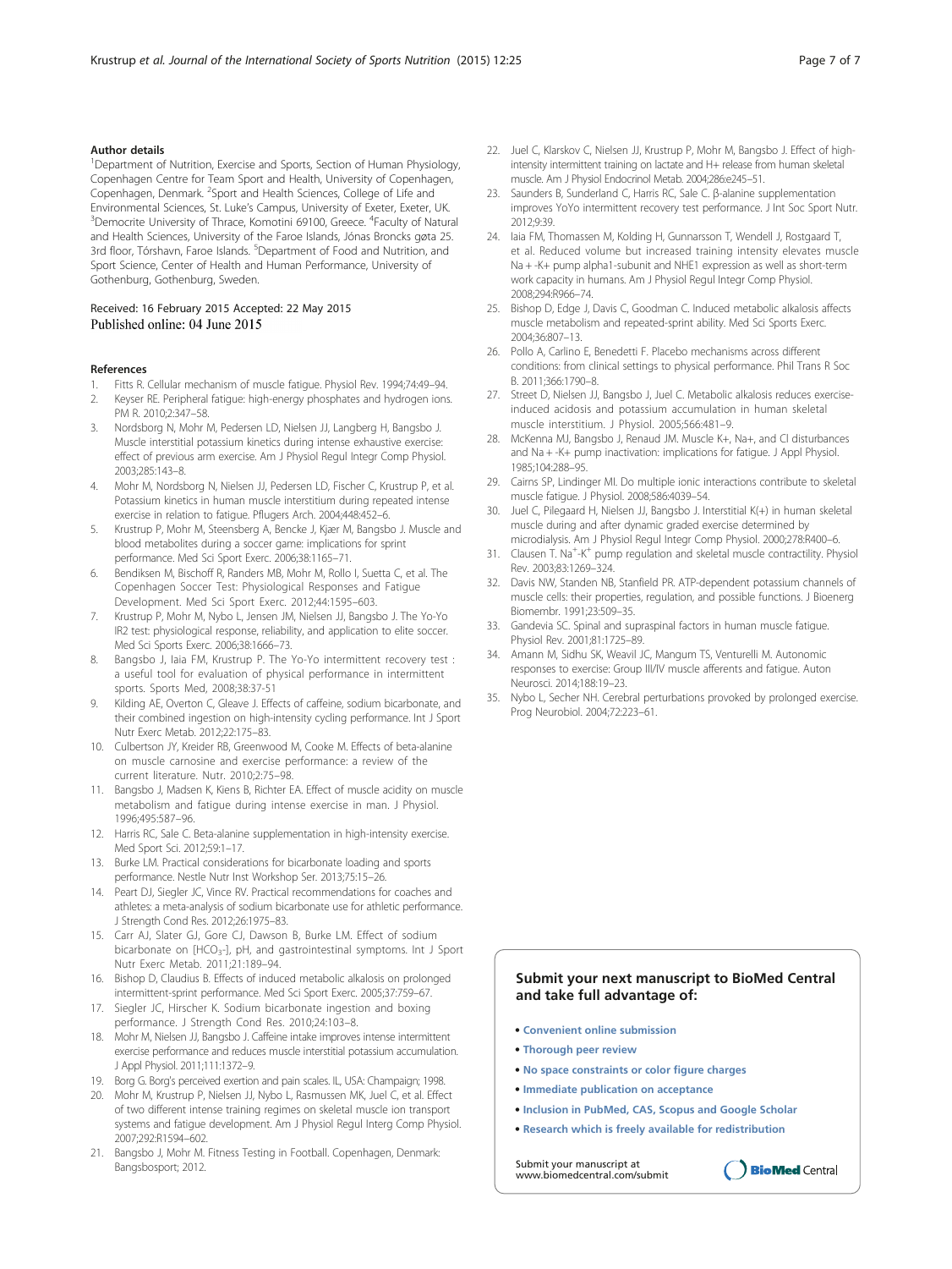### Author details

[1]Department of Nutrition, Exercise and Sports, Section of Human Physiology, Copenhagen Centre for Team Sport and Health, University of Copenhagen, Copenhagen, Denmark. [2]Sport and Health Sciences, College of Life and Environmental Sciences, St. Luke's Campus, University of Exeter, Exeter, UK. [3]Democrite University of Thrace, Komotini 69100, Greece. [4]Faculty of Natural and Health Sciences, University of the Faroe Islands, Jónas Broncks gøta 25. 3rd floor, Tórshavn, Faroe Islands. [5]Department of Food and Nutrition, and Sport Science, Center of Health and Human Performance, University of Gothenburg, Gothenburg, Sweden.

Received: 16 February 2015 Accepted: 22 May 2015
Published online: 04 June 2015

### References

1. Fitts R. Cellular mechanism of muscle fatigue. Physiol Rev. 1994;74:49–94.
2. Keyser RE. Peripheral fatigue: high-energy phosphates and hydrogen ions. PM R. 2010;2:347–58.
3. Nordsborg N, Mohr M, Pedersen LD, Nielsen JJ, Langberg H, Bangsbo J. Muscle interstitial potassium kinetics during intense exhaustive exercise: effect of previous arm exercise. Am J Physiol Regul Integr Comp Physiol. 2003;285:143–8.
4. Mohr M, Nordsborg N, Nielsen JJ, Pedersen LD, Fischer C, Krustrup P, et al. Potassium kinetics in human muscle interstitium during repeated intense exercise in relation to fatigue. Pflugers Arch. 2004;448:452–6.
5. Krustrup P, Mohr M, Steensberg A, Bencke J, Kjær M, Bangsbo J. Muscle and blood metabolites during a soccer game: implications for sprint performance. Med Sci Sport Exerc. 2006;38:1165–71.
6. Bendiksen M, Bischoff R, Randers MB, Mohr M, Rollo I, Suetta C, et al. The Copenhagen Soccer Test: Physiological Responses and Fatigue Development. Med Sci Sport Exerc. 2012;44:1595–603.
7. Krustrup P, Mohr M, Nybo L, Jensen JM, Nielsen JJ, Bangsbo J. The Yo-Yo IR2 test: physiological response, reliability, and application to elite soccer. Med Sci Sports Exerc. 2006;38:1666–73.
8. Bangsbo J, Iaia FM, Krustrup P. The Yo-Yo intermittent recovery test : a useful tool for evaluation of physical performance in intermittent sports. Sports Med, 2008;38:37-51
9. Kilding AE, Overton C, Gleave J. Effects of caffeine, sodium bicarbonate, and their combined ingestion on high-intensity cycling performance. Int J Sport Nutr Exerc Metab. 2012;22:175–83.
10. Culbertson JY, Kreider RB, Greenwood M, Cooke M. Effects of beta-alanine on muscle carnosine and exercise performance: a review of the current literature. Nutr. 2010;2:75–98.
11. Bangsbo J, Madsen K, Kiens B, Richter EA. Effect of muscle acidity on muscle metabolism and fatigue during intense exercise in man. J Physiol. 1996;495:587–96.
12. Harris RC, Sale C. Beta-alanine supplementation in high-intensity exercise. Med Sport Sci. 2012;59:1–17.
13. Burke LM. Practical considerations for bicarbonate loading and sports performance. Nestle Nutr Inst Workshop Ser. 2013;75:15–26.
14. Peart DJ, Siegler JC, Vince RV. Practical recommendations for coaches and athletes: a meta-analysis of sodium bicarbonate use for athletic performance. J Strength Cond Res. 2012;26:1975–83.
15. Carr AJ, Slater GJ, Gore CJ, Dawson B, Burke LM. Effect of sodium bicarbonate on [$HCO_3$-], pH, and gastrointestinal symptoms. Int J Sport Nutr Exerc Metab. 2011;21:189–94.
16. Bishop D, Claudius B. Effects of induced metabolic alkalosis on prolonged intermittent-sprint performance. Med Sci Sport Exerc. 2005;37:759–67.
17. Siegler JC, Hirscher K. Sodium bicarbonate ingestion and boxing performance. J Strength Cond Res. 2010;24:103–8.
18. Mohr M, Nielsen JJ, Bangsbo J. Caffeine intake improves intense intermittent exercise performance and reduces muscle interstitial potassium accumulation. J Appl Physiol. 2011;111:1372–9.
19. Borg G. Borg's perceived exertion and pain scales. IL, USA: Champaign; 1998.
20. Mohr M, Krustrup P, Nielsen JJ, Nybo L, Rasmussen MK, Juel C, et al. Effect of two different intense training regimes on skeletal muscle ion transport systems and fatigue development. Am J Physiol Regul Interg Comp Physiol. 2007;292:R1594–602.
21. Bangsbo J, Mohr M. Fitness Testing in Football. Copenhagen, Denmark: Bangsbosport; 2012.
22. Juel C, Klarskov C, Nielsen JJ, Krustrup P, Mohr M, Bangsbo J. Effect of high-intensity intermittent training on lactate and H+ release from human skeletal muscle. Am J Physiol Endocrinol Metab. 2004;286:e245–51.
23. Saunders B, Sunderland C, Harris RC, Sale C. β-alanine supplementation improves YoYo intermittent recovery test performance. J Int Soc Sport Nutr. 2012;9:39.
24. Iaia FM, Thomassen M, Kolding H, Gunnarsson T, Wendell J, Rostgaard T, et al. Reduced volume but increased training intensity elevates muscle Na + -K+ pump alpha1-subunit and NHE1 expression as well as short-term work capacity in humans. Am J Physiol Regul Integr Comp Physiol. 2008;294:R966–74.
25. Bishop D, Edge J, Davis C, Goodman C. Induced metabolic alkalosis affects muscle metabolism and repeated-sprint ability. Med Sci Sports Exerc. 2004;36:807–13.
26. Pollo A, Carlino E, Benedetti F. Placebo mechanisms across different conditions: from clinical settings to physical performance. Phil Trans R Soc B. 2011;366:1790–8.
27. Street D, Nielsen JJ, Bangsbo J, Juel C. Metabolic alkalosis reduces exercise-induced acidosis and potassium accumulation in human skeletal muscle interstitium. J Physiol. 2005;566:481–9.
28. McKenna MJ, Bangsbo J, Renaud JM. Muscle K+, Na+, and Cl disturbances and Na + -K+ pump inactivation: implications for fatigue. J Appl Physiol. 1985;104:288–95.
29. Cairns SP, Lindinger MI. Do multiple ionic interactions contribute to skeletal muscle fatigue. J Physiol. 2008;586:4039–54.
30. Juel C, Pilegaard H, Nielsen JJ, Bangsbo J. Interstitial K(+) in human skeletal muscle during and after dynamic graded exercise determined by microdialysis. Am J Physiol Regul Integr Comp Physiol. 2000;278:R400–6.
31. Clausen T. $Na^+$-$K^+$ pump regulation and skeletal muscle contractility. Physiol Rev. 2003;83:1269–324.
32. Davis NW, Standen NB, Stanfield PR. ATP-dependent potassium channels of muscle cells: their properties, regulation, and possible functions. J Bioenerg Biomembr. 1991;23:509–35.
33. Gandevia SC. Spinal and supraspinal factors in human muscle fatigue. Physiol Rev. 2001;81:1725–89.
34. Amann M, Sidhu SK, Weavil JC, Mangum TS, Venturelli M. Autonomic responses to exercise: Group III/IV muscle afferents and fatigue. Auton Neurosci. 2014;188:19–23.
35. Nybo L, Secher NH. Cerebral perturbations provoked by prolonged exercise. Prog Neurobiol. 2004;72:223–61.

**Submit your next manuscript to BioMed Central and take full advantage of:**

- **Convenient online submission**
- **Thorough peer review**
- **No space constraints or color figure charges**
- **Immediate publication on acceptance**
- **Inclusion in PubMed, CAS, Scopus and Google Scholar**
- **Research which is freely available for redistribution**

Submit your manuscript at
www.biomedcentral.com/submit

BioMed Central